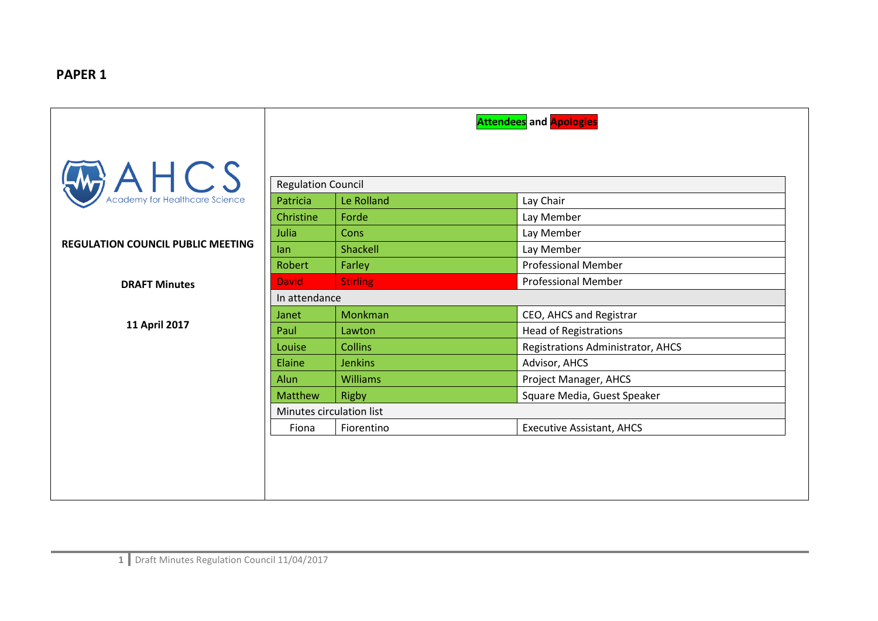**PAPER 1**

AHCS
Academy for Healthcare Science

**REGULATION COUNCIL PUBLIC MEETING**

**DRAFT Minutes**

**11 April 2017**

**Attendees and Apologies**

| Regulation Council | | |
|---|---|---|
| Patricia | Le Rolland | Lay Chair |
| Christine | Forde | Lay Member |
| Julia | Cons | Lay Member |
| Ian | Shackell | Lay Member |
| Robert | Farley | Professional Member |
| David | Stirling | Professional Member |
| **In attendance** | | |
| Janet | Monkman | CEO, AHCS and Registrar |
| Paul | Lawton | Head of Registrations |
| Louise | Collins | Registrations Administrator, AHCS |
| Elaine | Jenkins | Advisor, AHCS |
| Alun | Williams | Project Manager, AHCS |
| Matthew | Rigby | Square Media, Guest Speaker |
| **Minutes circulation list** | | |
| Fiona | Fiorentino | Executive Assistant, AHCS |

Draft Minutes Regulation Council 11/04/2017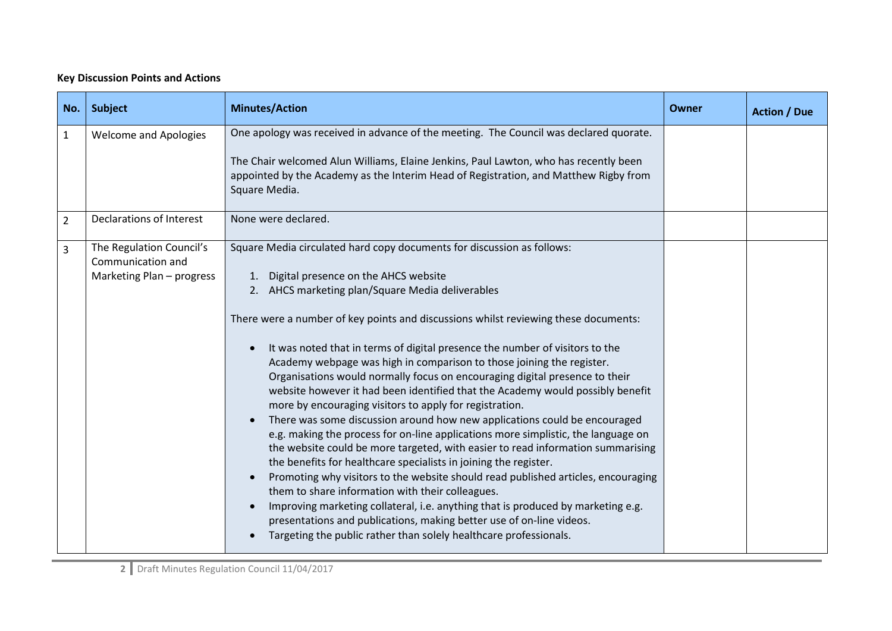**Key Discussion Points and Actions**

| No. | Subject | Minutes/Action | Owner | Action / Due |
|---|---|---|---|---|
| 1 | Welcome and Apologies | One apology was received in advance of the meeting. The Council was declared quorate.<br><br>The Chair welcomed Alun Williams, Elaine Jenkins, Paul Lawton, who has recently been appointed by the Academy as the Interim Head of Registration, and Matthew Rigby from Square Media. | | |
| 2 | Declarations of Interest | None were declared. | | |
| 3 | The Regulation Council's Communication and Marketing Plan – progress | Square Media circulated hard copy documents for discussion as follows:<br><br>1. Digital presence on the AHCS website<br>2. AHCS marketing plan/Square Media deliverables<br><br>There were a number of key points and discussions whilst reviewing these documents:<br><br>• It was noted that in terms of digital presence the number of visitors to the Academy webpage was high in comparison to those joining the register. Organisations would normally focus on encouraging digital presence to their website however it had been identified that the Academy would possibly benefit more by encouraging visitors to apply for registration.<br>• There was some discussion around how new applications could be encouraged e.g. making the process for on-line applications more simplistic, the language on the website could be more targeted, with easier to read information summarising the benefits for healthcare specialists in joining the register.<br>• Promoting why visitors to the website should read published articles, encouraging them to share information with their colleagues.<br>• Improving marketing collateral, i.e. anything that is produced by marketing e.g. presentations and publications, making better use of on-line videos.<br>• Targeting the public rather than solely healthcare professionals. | | |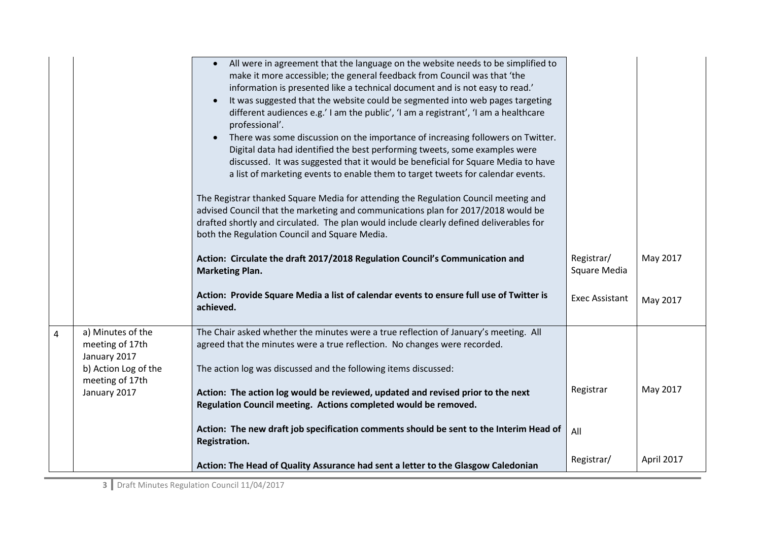| | | | | |
|---|---|---|---|---|
| | | • All were in agreement that the language on the website needs to be simplified to make it more accessible; the general feedback from Council was that 'the information is presented like a technical document and is not easy to read.'<br>• It was suggested that the website could be segmented into web pages targeting different audiences e.g.' I am the public', 'I am a registrant', 'I am a healthcare professional'.<br>• There was some discussion on the importance of increasing followers on Twitter. Digital data had identified the best performing tweets, some examples were discussed. It was suggested that it would be beneficial for Square Media to have a list of marketing events to enable them to target tweets for calendar events.<br><br>The Registrar thanked Square Media for attending the Regulation Council meeting and advised Council that the marketing and communications plan for 2017/2018 would be drafted shortly and circulated. The plan would include clearly defined deliverables for both the Regulation Council and Square Media. | | |
| | | **Action: Circulate the draft 2017/2018 Regulation Council's Communication and Marketing Plan.** | Registrar/ Square Media | May 2017 |
| | | **Action: Provide Square Media a list of calendar events to ensure full use of Twitter is achieved.** | Exec Assistant | May 2017 |
| 4 | a) Minutes of the meeting of 17th January 2017<br>b) Action Log of the meeting of 17th January 2017 | The Chair asked whether the minutes were a true reflection of January's meeting. All agreed that the minutes were a true reflection. No changes were recorded.<br><br>The action log was discussed and the following items discussed: | | |
| | | **Action: The action log would be reviewed, updated and revised prior to the next Regulation Council meeting. Actions completed would be removed.** | Registrar | May 2017 |
| | | **Action: The new draft job specification comments should be sent to the Interim Head of Registration.** | All | |
| | | **Action: The Head of Quality Assurance had sent a letter to the Glasgow Caledonian** | Registrar/ | April 2017 |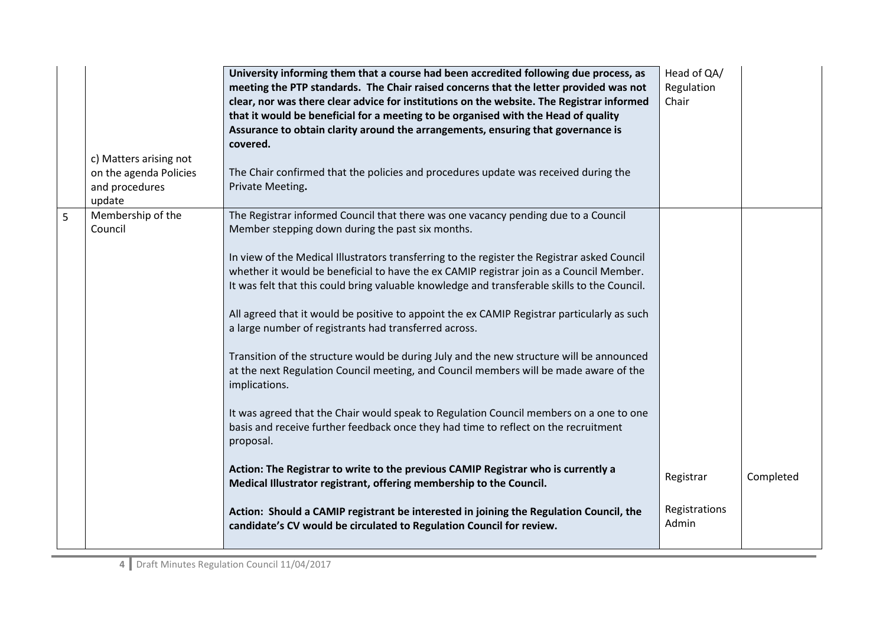|  |  |  |  |  |
|---|---|---|---|---|
|  |  | **University informing them that a course had been accredited following due process, as meeting the PTP standards. The Chair raised concerns that the letter provided was not clear, nor was there clear advice for institutions on the website. The Registrar informed that it would be beneficial for a meeting to be organised with the Head of quality Assurance to obtain clarity around the arrangements, ensuring that governance is covered.** | Head of QA/ Regulation Chair |  |
|  | c) Matters arising not on the agenda Policies and procedures update | The Chair confirmed that the policies and procedures update was received during the Private Meeting**.** |  |  |
| 5 | Membership of the Council | The Registrar informed Council that there was one vacancy pending due to a Council Member stepping down during the past six months.<br><br>In view of the Medical Illustrators transferring to the register the Registrar asked Council whether it would be beneficial to have the ex CAMIP registrar join as a Council Member. It was felt that this could bring valuable knowledge and transferable skills to the Council.<br><br>All agreed that it would be positive to appoint the ex CAMIP Registrar particularly as such a large number of registrants had transferred across.<br><br>Transition of the structure would be during July and the new structure will be announced at the next Regulation Council meeting, and Council members will be made aware of the implications.<br><br>It was agreed that the Chair would speak to Regulation Council members on a one to one basis and receive further feedback once they had time to reflect on the recruitment proposal. |  |  |
|  |  | **Action: The Registrar to write to the previous CAMIP Registrar who is currently a Medical Illustrator registrant, offering membership to the Council.** | Registrar | Completed |
|  |  | **Action: Should a CAMIP registrant be interested in joining the Regulation Council, the candidate's CV would be circulated to Regulation Council for review.** | Registrations Admin |  |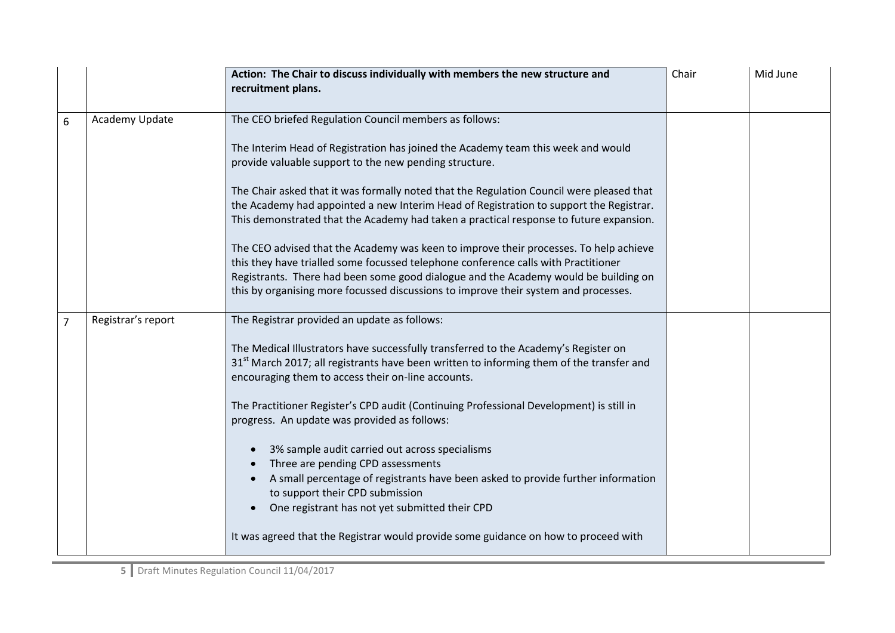| | | | | |
|---|---|---|---|---|
| | | **Action: The Chair to discuss individually with members the new structure and recruitment plans.** | Chair | Mid June |
| 6 | Academy Update | The CEO briefed Regulation Council members as follows:<br><br>The Interim Head of Registration has joined the Academy team this week and would provide valuable support to the new pending structure.<br><br>The Chair asked that it was formally noted that the Regulation Council were pleased that the Academy had appointed a new Interim Head of Registration to support the Registrar. This demonstrated that the Academy had taken a practical response to future expansion.<br><br>The CEO advised that the Academy was keen to improve their processes. To help achieve this they have trialled some focussed telephone conference calls with Practitioner Registrants. There had been some good dialogue and the Academy would be building on this by organising more focussed discussions to improve their system and processes. | | |
| 7 | Registrar's report | The Registrar provided an update as follows:<br><br>The Medical Illustrators have successfully transferred to the Academy's Register on 31st March 2017; all registrants have been written to informing them of the transfer and encouraging them to access their on-line accounts.<br><br>The Practitioner Register's CPD audit (Continuing Professional Development) is still in progress. An update was provided as follows:<br><br>• 3% sample audit carried out across specialisms<br>• Three are pending CPD assessments<br>• A small percentage of registrants have been asked to provide further information to support their CPD submission<br>• One registrant has not yet submitted their CPD<br><br>It was agreed that the Registrar would provide some guidance on how to proceed with | | |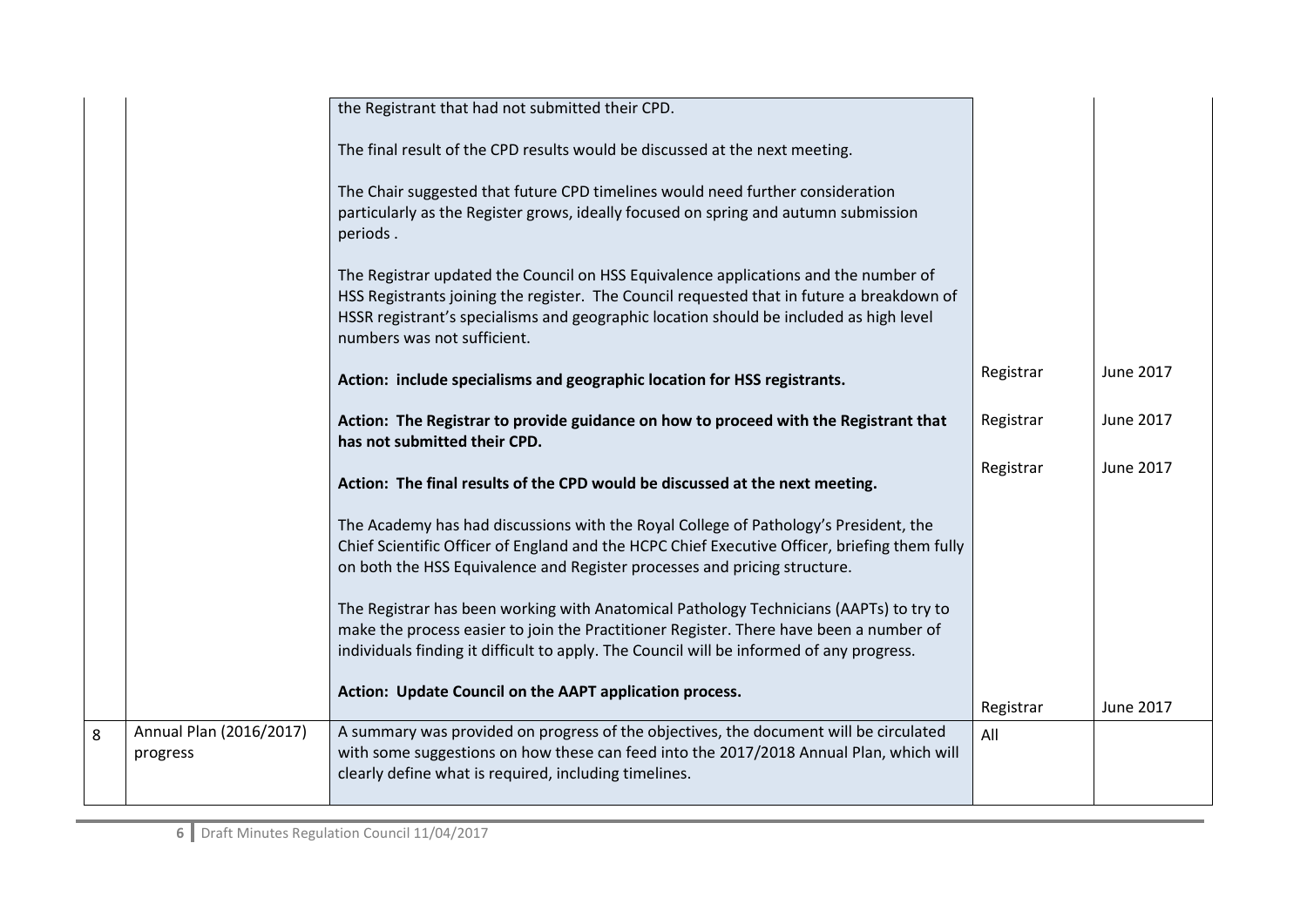| | | | | |
|---|---|---|---|---|
| | | the Registrant that had not submitted their CPD.<br><br>The final result of the CPD results would be discussed at the next meeting.<br><br>The Chair suggested that future CPD timelines would need further consideration particularly as the Register grows, ideally focused on spring and autumn submission periods .<br><br>The Registrar updated the Council on HSS Equivalence applications and the number of HSS Registrants joining the register. The Council requested that in future a breakdown of HSSR registrant's specialisms and geographic location should be included as high level numbers was not sufficient. | | |
| | | **Action: include specialisms and geographic location for HSS registrants.** | Registrar | June 2017 |
| | | **Action: The Registrar to provide guidance on how to proceed with the Registrant that has not submitted their CPD.** | Registrar | June 2017 |
| | | **Action: The final results of the CPD would be discussed at the next meeting.** | Registrar | June 2017 |
| | | The Academy has had discussions with the Royal College of Pathology's President, the Chief Scientific Officer of England and the HCPC Chief Executive Officer, briefing them fully on both the HSS Equivalence and Register processes and pricing structure.<br><br>The Registrar has been working with Anatomical Pathology Technicians (AAPTs) to try to make the process easier to join the Practitioner Register. There have been a number of individuals finding it difficult to apply. The Council will be informed of any progress. | | |
| | | **Action: Update Council on the AAPT application process.** | Registrar | June 2017 |
| 8 | Annual Plan (2016/2017) progress | A summary was provided on progress of the objectives, the document will be circulated with some suggestions on how these can feed into the 2017/2018 Annual Plan, which will clearly define what is required, including timelines. | All | |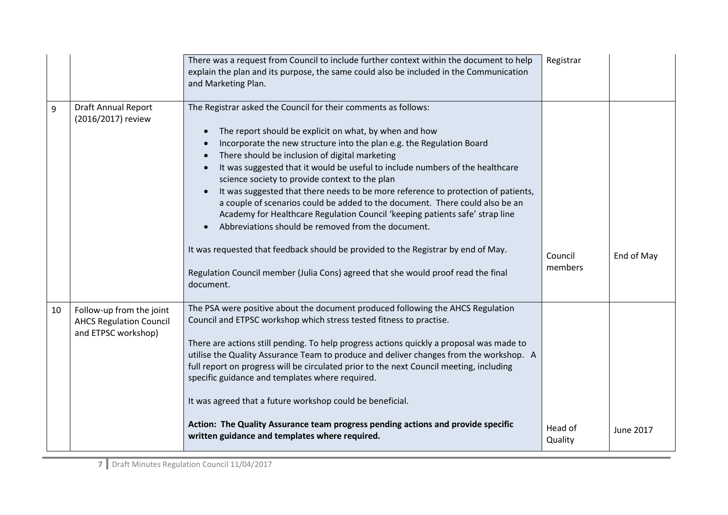| | | | | |
|---|---|---|---|---|
| | | There was a request from Council to include further context within the document to help explain the plan and its purpose, the same could also be included in the Communication and Marketing Plan. | Registrar | |
| 9 | Draft Annual Report (2016/2017) review | The Registrar asked the Council for their comments as follows:<br><br>• The report should be explicit on what, by when and how<br>• Incorporate the new structure into the plan e.g. the Regulation Board<br>• There should be inclusion of digital marketing<br>• It was suggested that it would be useful to include numbers of the healthcare science society to provide context to the plan<br>• It was suggested that there needs to be more reference to protection of patients, a couple of scenarios could be added to the document. There could also be an Academy for Healthcare Regulation Council 'keeping patients safe' strap line<br>• Abbreviations should be removed from the document.<br><br>It was requested that feedback should be provided to the Registrar by end of May.<br><br>Regulation Council member (Julia Cons) agreed that she would proof read the final document. | Council members | End of May |
| 10 | Follow-up from the joint AHCS Regulation Council and ETPSC workshop) | The PSA were positive about the document produced following the AHCS Regulation Council and ETPSC workshop which stress tested fitness to practise.<br><br>There are actions still pending. To help progress actions quickly a proposal was made to utilise the Quality Assurance Team to produce and deliver changes from the workshop. A full report on progress will be circulated prior to the next Council meeting, including specific guidance and templates where required.<br><br>It was agreed that a future workshop could be beneficial.<br><br>**Action: The Quality Assurance team progress pending actions and provide specific written guidance and templates where required.** | Head of Quality | June 2017 |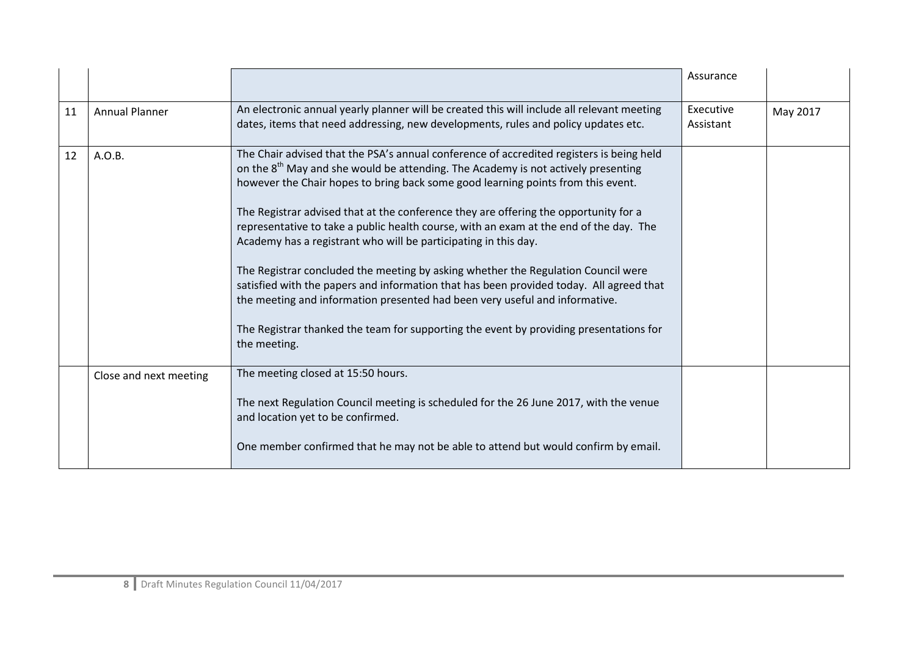| | | | | |
|---|---|---|---|---|
| | | | Assurance | |
| 11 | Annual Planner | An electronic annual yearly planner will be created this will include all relevant meeting dates, items that need addressing, new developments, rules and policy updates etc. | Executive Assistant | May 2017 |
| 12 | A.O.B. | The Chair advised that the PSA's annual conference of accredited registers is being held on the 8th May and she would be attending. The Academy is not actively presenting however the Chair hopes to bring back some good learning points from this event.<br><br>The Registrar advised that at the conference they are offering the opportunity for a representative to take a public health course, with an exam at the end of the day. The Academy has a registrant who will be participating in this day.<br><br>The Registrar concluded the meeting by asking whether the Regulation Council were satisfied with the papers and information that has been provided today. All agreed that the meeting and information presented had been very useful and informative.<br><br>The Registrar thanked the team for supporting the event by providing presentations for the meeting. | | |
| | Close and next meeting | The meeting closed at 15:50 hours.<br><br>The next Regulation Council meeting is scheduled for the 26 June 2017, with the venue and location yet to be confirmed.<br><br>One member confirmed that he may not be able to attend but would confirm by email. | | |